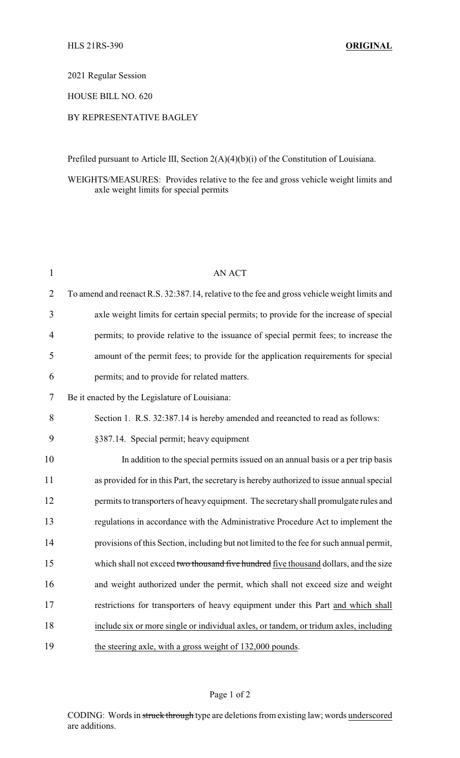HLS 21RS-390 **ORIGINAL**

2021 Regular Session

HOUSE BILL NO. 620

BY REPRESENTATIVE BAGLEY

Prefiled pursuant to Article III, Section 2(A)(4)(b)(i) of the Constitution of Louisiana.

WEIGHTS/MEASURES: Provides relative to the fee and gross vehicle weight limits and axle weight limits for special permits

AN ACT

To amend and reenact R.S. 32:387.14, relative to the fee and gross vehicle weight limits and axle weight limits for certain special permits; to provide for the increase of special permits; to provide relative to the issuance of special permit fees; to increase the amount of the permit fees; to provide for the application requirements for special permits; and to provide for related matters.

Be it enacted by the Legislature of Louisiana:

Section 1. R.S. 32:387.14 is hereby amended and reeancted to read as follows:

§387.14. Special permit; heavy equipment

In addition to the special permits issued on an annual basis or a per trip basis as provided for in this Part, the secretary is hereby authorized to issue annual special permits to transporters of heavy equipment. The secretary shall promulgate rules and regulations in accordance with the Administrative Procedure Act to implement the provisions of this Section, including but not limited to the fee for such annual permit, which shall not exceed ~~two thousand five hundred~~ <u>five thousand</u> dollars, and the size and weight authorized under the permit, which shall not exceed size and weight restrictions for transporters of heavy equipment under this Part <u>and which shall include six or more single or individual axles, or tandem, or tridum axles, including the steering axle, with a gross weight of 132,000 pounds</u>.

CODING: Words in ~~struck through~~ type are deletions from existing law; words <u>underscored</u> are additions.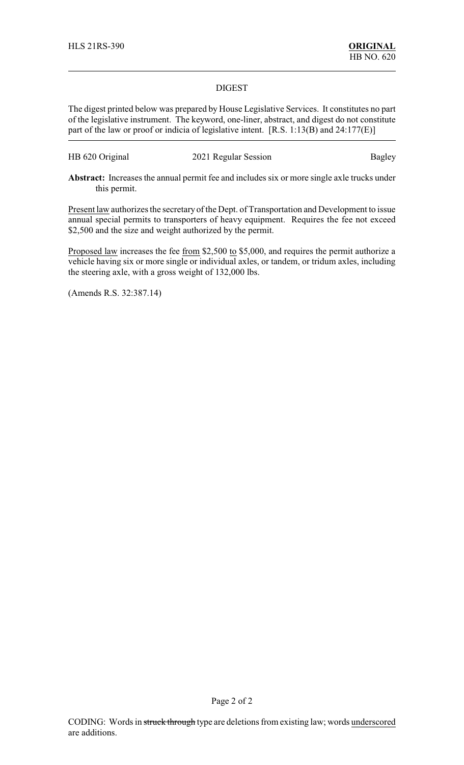HLS 21RS-390 **ORIGINAL**
HB NO. 620

## DIGEST

The digest printed below was prepared by House Legislative Services. It constitutes no part of the legislative instrument. The keyword, one-liner, abstract, and digest do not constitute part of the law or proof or indicia of legislative intent. [R.S. 1:13(B) and 24:177(E)]

HB 620 Original 2021 Regular Session Bagley

**Abstract:** Increases the annual permit fee and includes six or more single axle trucks under this permit.

Present law authorizes the secretary of the Dept. of Transportation and Development to issue annual special permits to transporters of heavy equipment. Requires the fee not exceed $2,500 and the size and weight authorized by the permit.

Proposed law increases the fee from $2,500 to $5,000, and requires the permit authorize a vehicle having six or more single or individual axles, or tandem, or tridum axles, including the steering axle, with a gross weight of 132,000 lbs.

(Amends R.S. 32:387.14)

CODING: Words in ~~struck through~~ type are deletions from existing law; words underscored are additions.